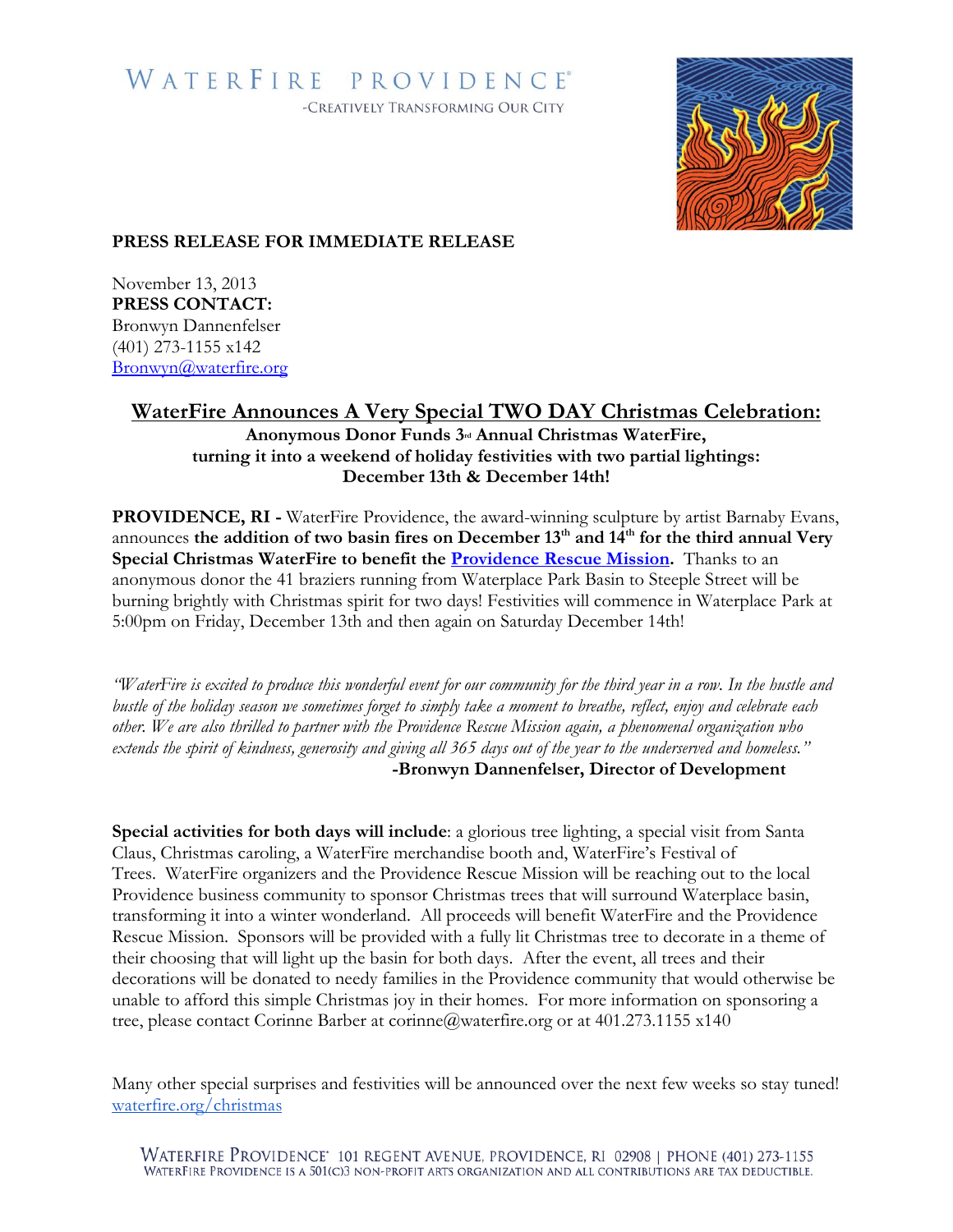# WATERFIRE PROVIDENCE®

-CREATIVELY TRANSFORMING OUR CITY

**PRESS RELEASE FOR IMMEDIATE RELEASE**

November 13, 2013
**PRESS CONTACT:**
Bronwyn Dannenfelser
(401) 273-1155 x142
Bronwyn@waterfire.org

## WaterFire Announces A Very Special TWO DAY Christmas Celebration:

**Anonymous Donor Funds 3rd Annual Christmas WaterFire, turning it into a weekend of holiday festivities with two partial lightings: December 13th & December 14th!**

**PROVIDENCE, RI -** WaterFire Providence, the award-winning sculpture by artist Barnaby Evans, announces **the addition of two basin fires on December 13th and 14th for the third annual Very Special Christmas WaterFire to benefit the Providence Rescue Mission.** Thanks to an anonymous donor the 41 braziers running from Waterplace Park Basin to Steeple Street will be burning brightly with Christmas spirit for two days! Festivities will commence in Waterplace Park at 5:00pm on Friday, December 13th and then again on Saturday December 14th!

*"WaterFire is excited to produce this wonderful event for our community for the third year in a row. In the hustle and bustle of the holiday season we sometimes forget to simply take a moment to breathe, reflect, enjoy and celebrate each other. We are also thrilled to partner with the Providence Rescue Mission again, a phenomenal organization who extends the spirit of kindness, generosity and giving all 365 days out of the year to the underserved and homeless."*

**-Bronwyn Dannenfelser, Director of Development**

**Special activities for both days will include**: a glorious tree lighting, a special visit from Santa Claus, Christmas caroling, a WaterFire merchandise booth and, WaterFire's Festival of Trees. WaterFire organizers and the Providence Rescue Mission will be reaching out to the local Providence business community to sponsor Christmas trees that will surround Waterplace basin, transforming it into a winter wonderland. All proceeds will benefit WaterFire and the Providence Rescue Mission. Sponsors will be provided with a fully lit Christmas tree to decorate in a theme of their choosing that will light up the basin for both days. After the event, all trees and their decorations will be donated to needy families in the Providence community that would otherwise be unable to afford this simple Christmas joy in their homes. For more information on sponsoring a tree, please contact Corinne Barber at corinne@waterfire.org or at 401.273.1155 x140

Many other special surprises and festivities will be announced over the next few weeks so stay tuned! waterfire.org/christmas

WATERFIRE PROVIDENCE® 101 REGENT AVENUE, PROVIDENCE, RI 02908 | PHONE (401) 273-1155
WATERFIRE PROVIDENCE IS A 501(C)3 NON-PROFIT ARTS ORGANIZATION AND ALL CONTRIBUTIONS ARE TAX DEDUCTIBLE.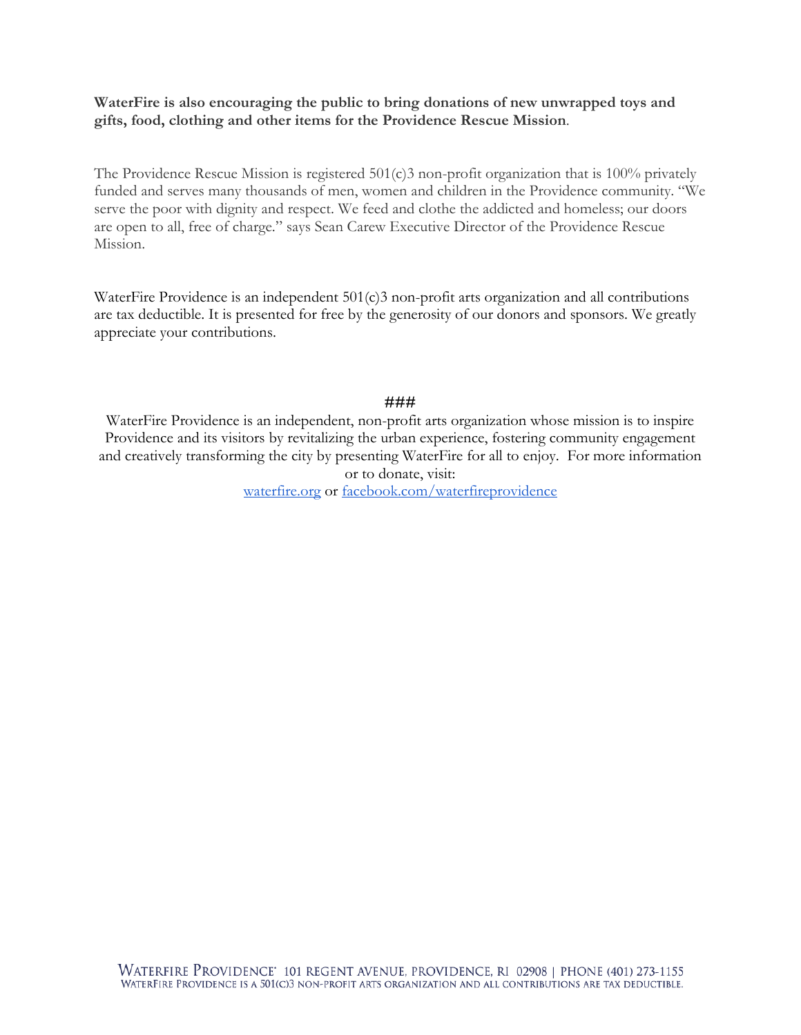**WaterFire is also encouraging the public to bring donations of new unwrapped toys and gifts, food, clothing and other items for the Providence Rescue Mission**.

The Providence Rescue Mission is registered 501(c)3 non-profit organization that is 100% privately funded and serves many thousands of men, women and children in the Providence community. "We serve the poor with dignity and respect. We feed and clothe the addicted and homeless; our doors are open to all, free of charge." says Sean Carew Executive Director of the Providence Rescue Mission.

WaterFire Providence is an independent 501(c)3 non-profit arts organization and all contributions are tax deductible. It is presented for free by the generosity of our donors and sponsors. We greatly appreciate your contributions.

###

WaterFire Providence is an independent, non-profit arts organization whose mission is to inspire Providence and its visitors by revitalizing the urban experience, fostering community engagement and creatively transforming the city by presenting WaterFire for all to enjoy. For more information or to donate, visit:

[waterfire.org](http://waterfire.org) or [facebook.com/waterfireprovidence](http://facebook.com/waterfireprovidence)